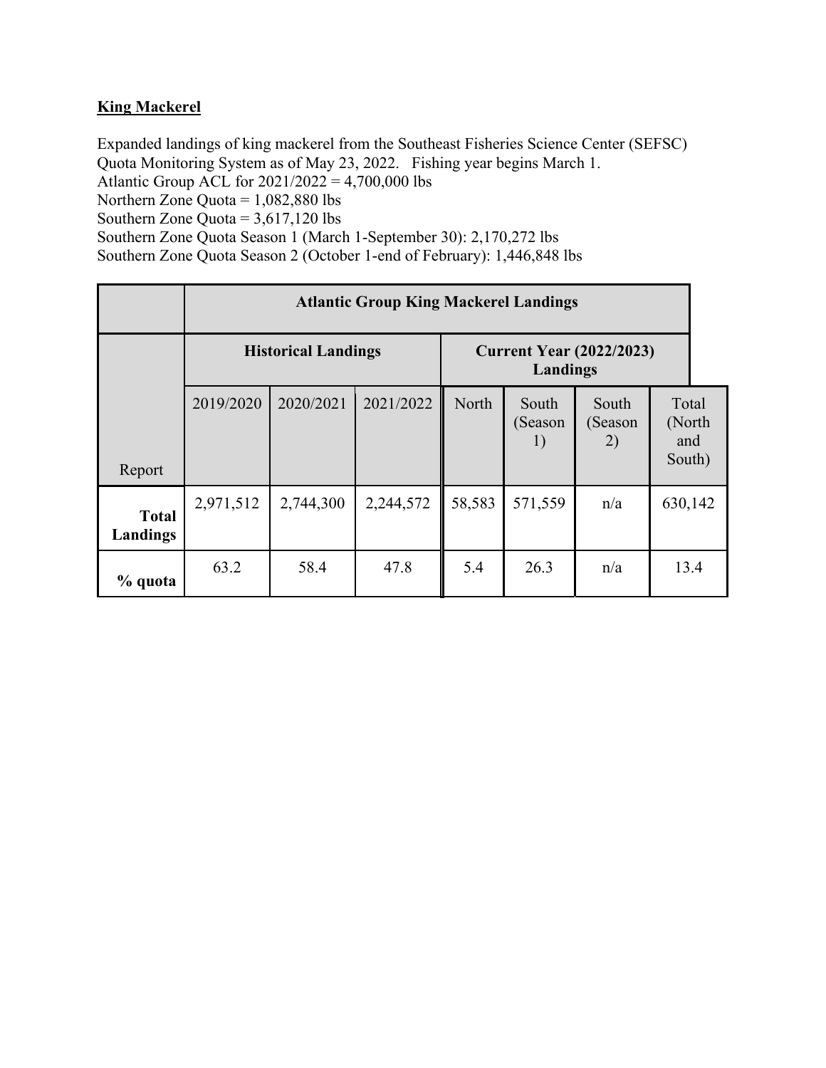**King Mackerel**

Expanded landings of king mackerel from the Southeast Fisheries Science Center (SEFSC) Quota Monitoring System as of May 23, 2022. Fishing year begins March 1.
Atlantic Group ACL for 2021/2022 = 4,700,000 lbs
Northern Zone Quota = 1,082,880 lbs
Southern Zone Quota = 3,617,120 lbs
Southern Zone Quota Season 1 (March 1-September 30): 2,170,272 lbs
Southern Zone Quota Season 2 (October 1-end of February): 1,446,848 lbs

| | **Atlantic Group King Mackerel Landings** | | | | | | |
|---|---|---|---|---|---|---|---|
| | **Historical Landings** | | | **Current Year (2022/2023) Landings** | | | |
| Report | 2019/2020 | 2020/2021 | 2021/2022 | North | South (Season 1) | South (Season 2) | Total (North and South) |
| **Total Landings** | 2,971,512 | 2,744,300 | 2,244,572 | 58,583 | 571,559 | n/a | 630,142 |
| **% quota** | 63.2 | 58.4 | 47.8 | 5.4 | 26.3 | n/a | 13.4 |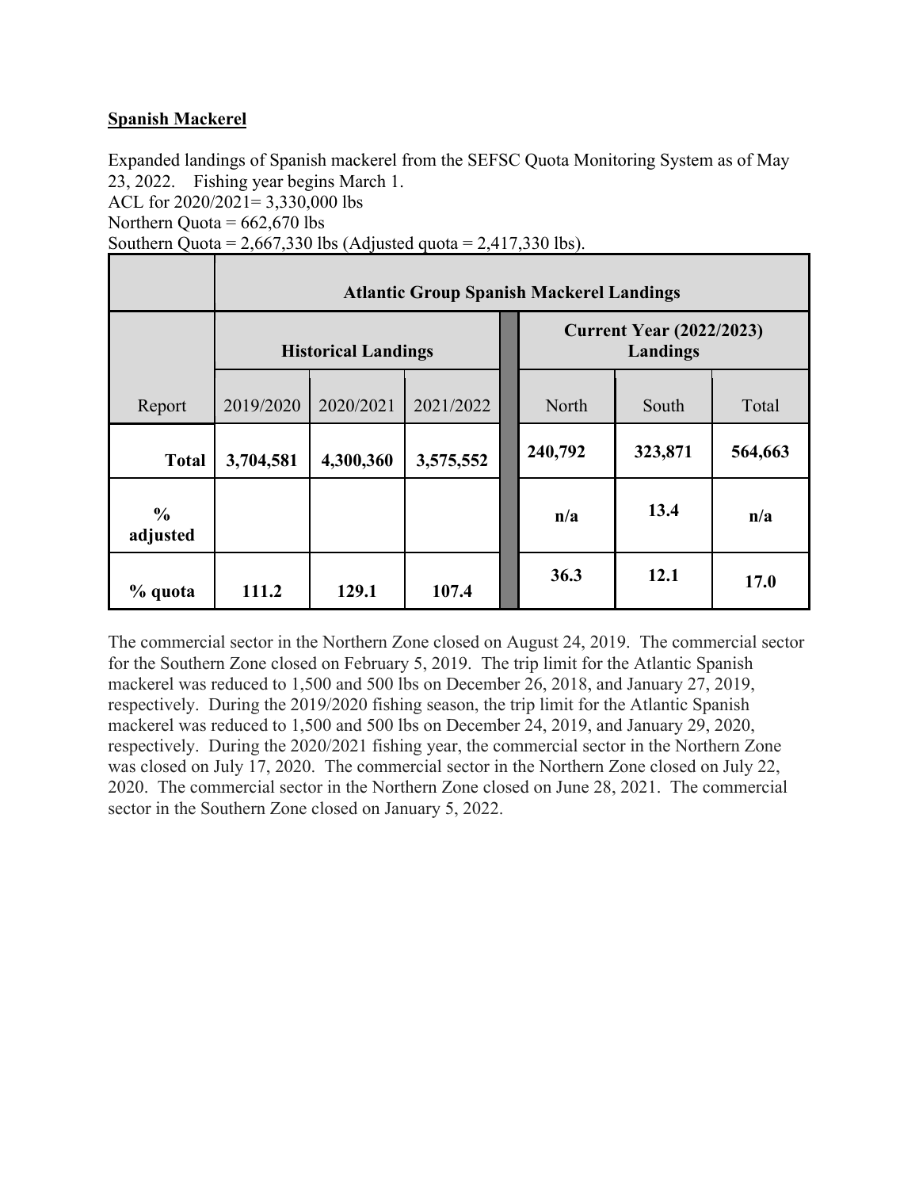## Spanish Mackerel

Expanded landings of Spanish mackerel from the SEFSC Quota Monitoring System as of May 23, 2022. Fishing year begins March 1.
ACL for 2020/2021= 3,330,000 lbs
Northern Quota = 662,670 lbs
Southern Quota = 2,667,330 lbs (Adjusted quota = 2,417,330 lbs).

| | Atlantic Group Spanish Mackerel Landings | | | | | |
|---|---|---|---|---|---|---|
| | Historical Landings | | | Current Year (2022/2023) Landings | | |
| Report | 2019/2020 | 2020/2021 | 2021/2022 | North | South | Total |
| **Total** | **3,704,581** | **4,300,360** | **3,575,552** | **240,792** | **323,871** | **564,663** |
| **% adjusted** | | | | **n/a** | **13.4** | **n/a** |
| **% quota** | **111.2** | **129.1** | **107.4** | **36.3** | **12.1** | **17.0** |

The commercial sector in the Northern Zone closed on August 24, 2019. The commercial sector for the Southern Zone closed on February 5, 2019. The trip limit for the Atlantic Spanish mackerel was reduced to 1,500 and 500 lbs on December 26, 2018, and January 27, 2019, respectively. During the 2019/2020 fishing season, the trip limit for the Atlantic Spanish mackerel was reduced to 1,500 and 500 lbs on December 24, 2019, and January 29, 2020, respectively. During the 2020/2021 fishing year, the commercial sector in the Northern Zone was closed on July 17, 2020. The commercial sector in the Northern Zone closed on July 22, 2020. The commercial sector in the Northern Zone closed on June 28, 2021. The commercial sector in the Southern Zone closed on January 5, 2022.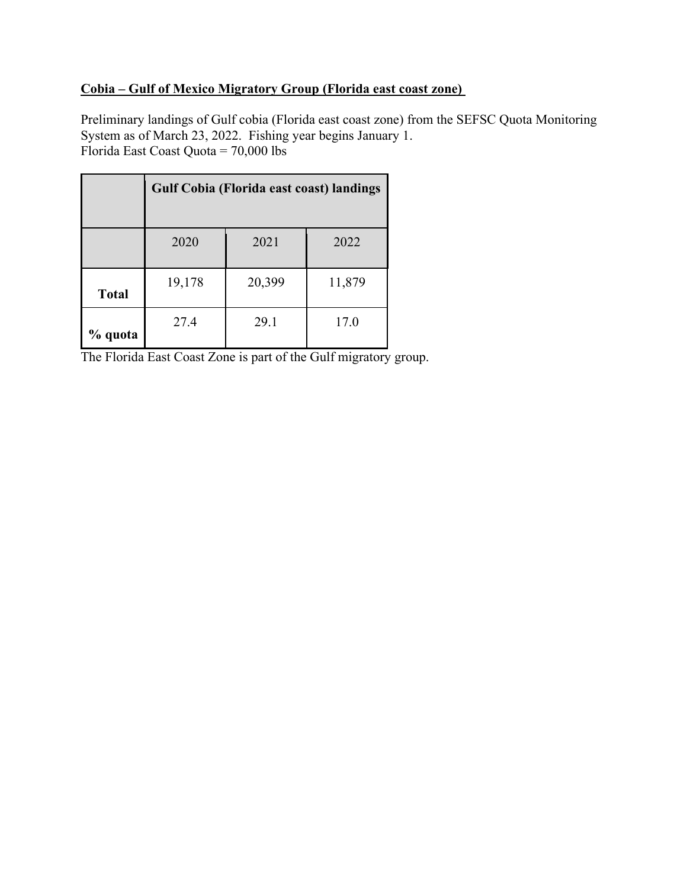**Cobia – Gulf of Mexico Migratory Group (Florida east coast zone)**

Preliminary landings of Gulf cobia (Florida east coast zone) from the SEFSC Quota Monitoring System as of March 23, 2022. Fishing year begins January 1.
Florida East Coast Quota = 70,000 lbs

| | Gulf Cobia (Florida east coast) landings | | |
|---|---|---|---|
| | 2020 | 2021 | 2022 |
| **Total** | 19,178 | 20,399 | 11,879 |
| **% quota** | 27.4 | 29.1 | 17.0 |

The Florida East Coast Zone is part of the Gulf migratory group.